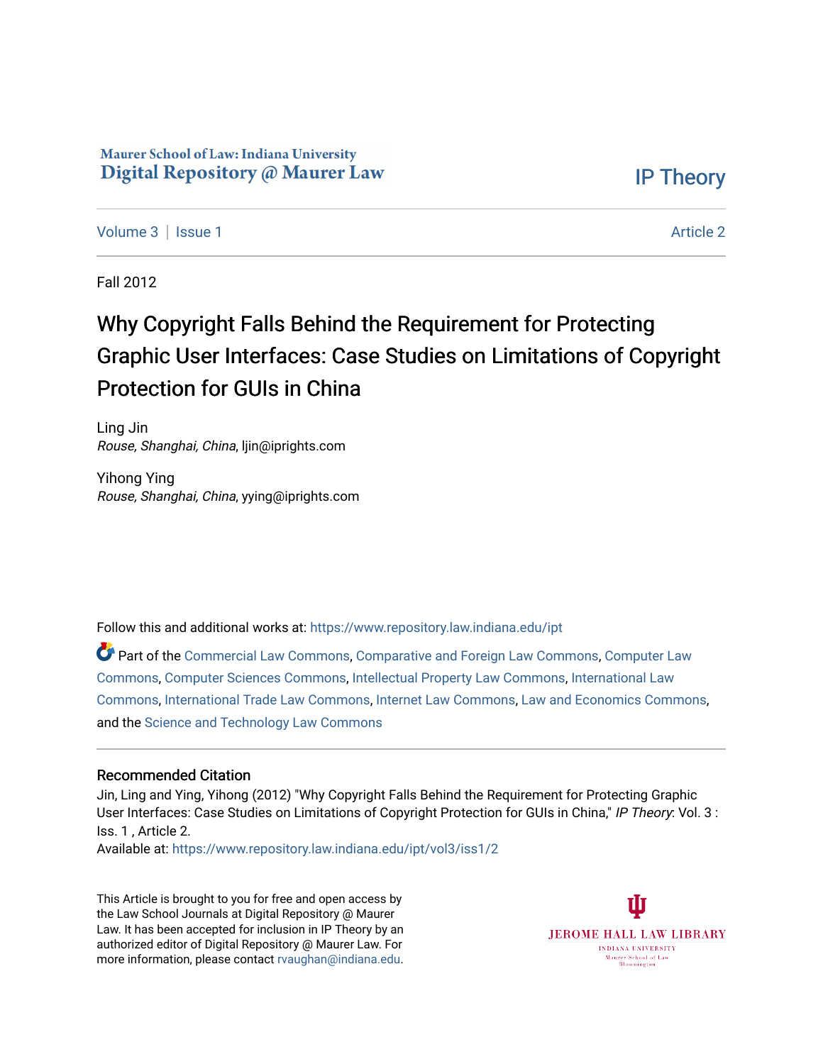Maurer School of Law: Indiana University
Digital Repository @ Maurer Law

IP Theory

Volume 3 | Issue 1 Article 2

Fall 2012

# Why Copyright Falls Behind the Requirement for Protecting Graphic User Interfaces: Case Studies on Limitations of Copyright Protection for GUIs in China

Ling Jin
*Rouse, Shanghai, China*, ljin@iprights.com

Yihong Ying
*Rouse, Shanghai, China*, yying@iprights.com

Follow this and additional works at: https://www.repository.law.indiana.edu/ipt

Part of the Commercial Law Commons, Comparative and Foreign Law Commons, Computer Law Commons, Computer Sciences Commons, Intellectual Property Law Commons, International Law Commons, International Trade Law Commons, Internet Law Commons, Law and Economics Commons, and the Science and Technology Law Commons

## Recommended Citation

Jin, Ling and Ying, Yihong (2012) "Why Copyright Falls Behind the Requirement for Protecting Graphic User Interfaces: Case Studies on Limitations of Copyright Protection for GUIs in China," *IP Theory*: Vol. 3 : Iss. 1 , Article 2.
Available at: https://www.repository.law.indiana.edu/ipt/vol3/iss1/2

This Article is brought to you for free and open access by the Law School Journals at Digital Repository @ Maurer Law. It has been accepted for inclusion in IP Theory by an authorized editor of Digital Repository @ Maurer Law. For more information, please contact rvaughan@indiana.edu.

JEROME HALL LAW LIBRARY
INDIANA UNIVERSITY
Maurer School of Law
Bloomington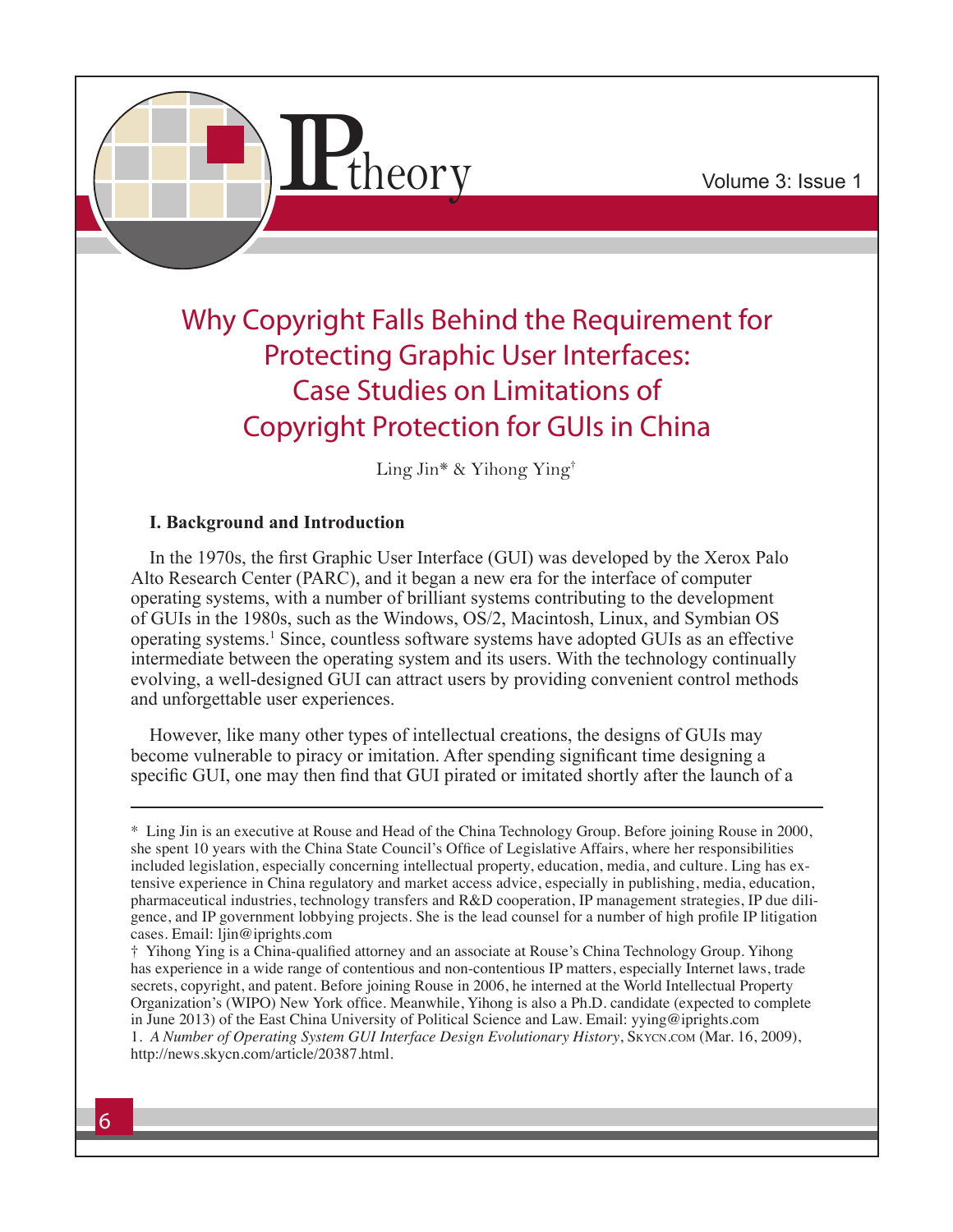# Why Copyright Falls Behind the Requirement for Protecting Graphic User Interfaces: Case Studies on Limitations of Copyright Protection for GUIs in China

Ling Jin* & Yihong Ying†

### I. Background and Introduction

In the 1970s, the first Graphic User Interface (GUI) was developed by the Xerox Palo Alto Research Center (PARC), and it began a new era for the interface of computer operating systems, with a number of brilliant systems contributing to the development of GUIs in the 1980s, such as the Windows, OS/2, Macintosh, Linux, and Symbian OS operating systems.[1] Since, countless software systems have adopted GUIs as an effective intermediate between the operating system and its users. With the technology continually evolving, a well-designed GUI can attract users by providing convenient control methods and unforgettable user experiences.

However, like many other types of intellectual creations, the designs of GUIs may become vulnerable to piracy or imitation. After spending significant time designing a specific GUI, one may then find that GUI pirated or imitated shortly after the launch of a

---

\* Ling Jin is an executive at Rouse and Head of the China Technology Group. Before joining Rouse in 2000, she spent 10 years with the China State Council's Office of Legislative Affairs, where her responsibilities included legislation, especially concerning intellectual property, education, media, and culture. Ling has extensive experience in China regulatory and market access advice, especially in publishing, media, education, pharmaceutical industries, technology transfers and R&D cooperation, IP management strategies, IP due diligence, and IP government lobbying projects. She is the lead counsel for a number of high profile IP litigation cases. Email: ljin@iprights.com

† Yihong Ying is a China-qualified attorney and an associate at Rouse's China Technology Group. Yihong has experience in a wide range of contentious and non-contentious IP matters, especially Internet laws, trade secrets, copyright, and patent. Before joining Rouse in 2006, he interned at the World Intellectual Property Organization's (WIPO) New York office. Meanwhile, Yihong is also a Ph.D. candidate (expected to complete in June 2013) of the East China University of Political Science and Law. Email: yying@iprights.com

1. *A Number of Operating System GUI Interface Design Evolutionary History*, SKYCN.COM (Mar. 16, 2009), http://news.skycn.com/article/20387.html.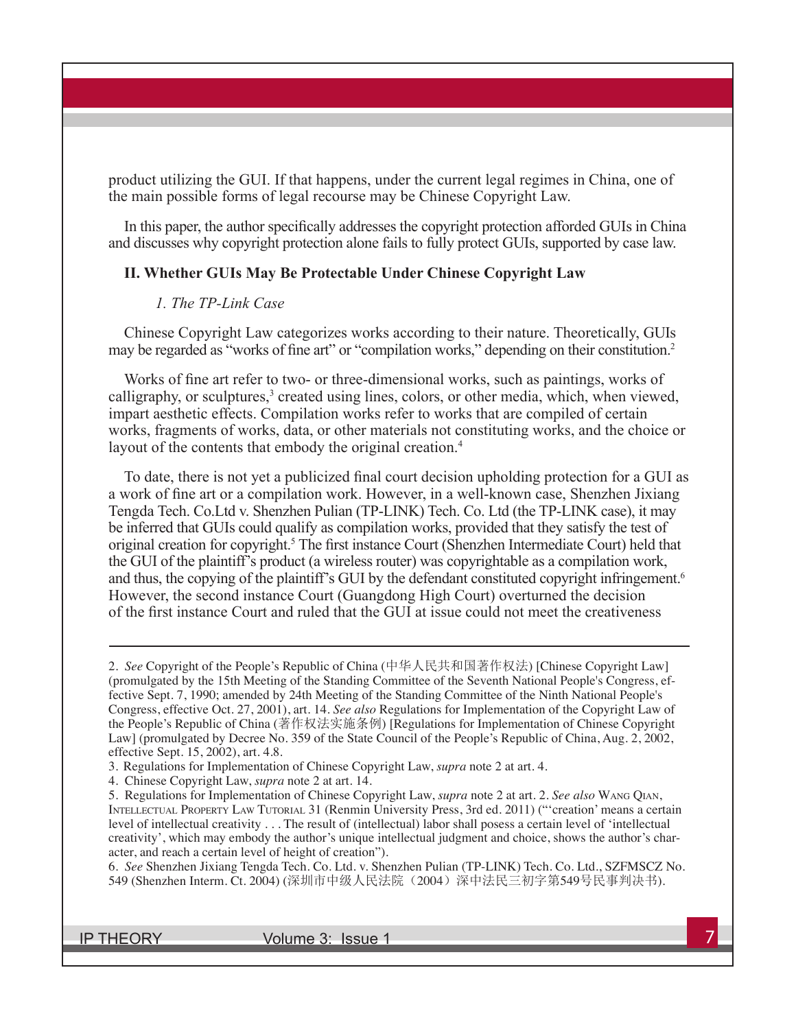product utilizing the GUI. If that happens, under the current legal regimes in China, one of the main possible forms of legal recourse may be Chinese Copyright Law.

In this paper, the author specifically addresses the copyright protection afforded GUIs in China and discusses why copyright protection alone fails to fully protect GUIs, supported by case law.

## II. Whether GUIs May Be Protectable Under Chinese Copyright Law

### *1. The TP-Link Case*

Chinese Copyright Law categorizes works according to their nature. Theoretically, GUIs may be regarded as "works of fine art" or "compilation works," depending on their constitution.[2]

Works of fine art refer to two- or three-dimensional works, such as paintings, works of calligraphy, or sculptures,[3] created using lines, colors, or other media, which, when viewed, impart aesthetic effects. Compilation works refer to works that are compiled of certain works, fragments of works, data, or other materials not constituting works, and the choice or layout of the contents that embody the original creation.[4]

To date, there is not yet a publicized final court decision upholding protection for a GUI as a work of fine art or a compilation work. However, in a well-known case, Shenzhen Jixiang Tengda Tech. Co.Ltd v. Shenzhen Pulian (TP-LINK) Tech. Co. Ltd (the TP-LINK case), it may be inferred that GUIs could qualify as compilation works, provided that they satisfy the test of original creation for copyright.[5] The first instance Court (Shenzhen Intermediate Court) held that the GUI of the plaintiff's product (a wireless router) was copyrightable as a compilation work, and thus, the copying of the plaintiff's GUI by the defendant constituted copyright infringement.[6] However, the second instance Court (Guangdong High Court) overturned the decision of the first instance Court and ruled that the GUI at issue could not meet the creativeness

---

2. *See* Copyright of the People's Republic of China (中华人民共和国著作权法) [Chinese Copyright Law] (promulgated by the 15th Meeting of the Standing Committee of the Seventh National People's Congress, effective Sept. 7, 1990; amended by 24th Meeting of the Standing Committee of the Ninth National People's Congress, effective Oct. 27, 2001), art. 14. *See also* Regulations for Implementation of the Copyright Law of the People's Republic of China (著作权法实施条例) [Regulations for Implementation of Chinese Copyright Law] (promulgated by Decree No. 359 of the State Council of the People's Republic of China, Aug. 2, 2002, effective Sept. 15, 2002), art. 4.8.

3. Regulations for Implementation of Chinese Copyright Law, *supra* note 2 at art. 4.

4. Chinese Copyright Law, *supra* note 2 at art. 14.

5. Regulations for Implementation of Chinese Copyright Law, *supra* note 2 at art. 2. *See also* Wang Qian, Intellectual Property Law Tutorial 31 (Renmin University Press, 3rd ed. 2011) ("'creation' means a certain level of intellectual creativity . . . The result of (intellectual) labor shall posess a certain level of 'intellectual creativity', which may embody the author's unique intellectual judgment and choice, shows the author's character, and reach a certain level of height of creation").

6. *See* Shenzhen Jixiang Tengda Tech. Co. Ltd. v. Shenzhen Pulian (TP-LINK) Tech. Co. Ltd., SZFMSCZ No. 549 (Shenzhen Interm. Ct. 2004) (深圳市中级人民法院（2004）深中法民三初字第549号民事判决书).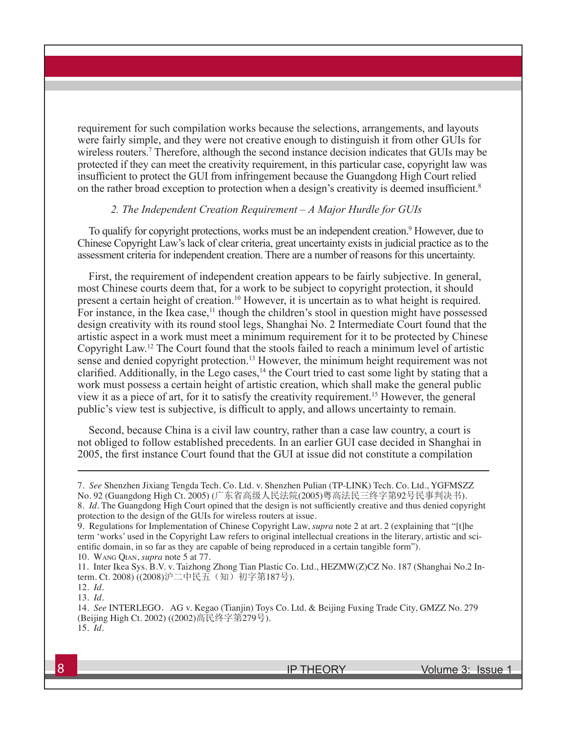requirement for such compilation works because the selections, arrangements, and layouts were fairly simple, and they were not creative enough to distinguish it from other GUIs for wireless routers.[7] Therefore, although the second instance decision indicates that GUIs may be protected if they can meet the creativity requirement, in this particular case, copyright law was insufficient to protect the GUI from infringement because the Guangdong High Court relied on the rather broad exception to protection when a design's creativity is deemed insufficient.[8]

### *2. The Independent Creation Requirement – A Major Hurdle for GUIs*

To qualify for copyright protections, works must be an independent creation.[9] However, due to Chinese Copyright Law's lack of clear criteria, great uncertainty exists in judicial practice as to the assessment criteria for independent creation. There are a number of reasons for this uncertainty.

First, the requirement of independent creation appears to be fairly subjective. In general, most Chinese courts deem that, for a work to be subject to copyright protection, it should present a certain height of creation.[10] However, it is uncertain as to what height is required. For instance, in the Ikea case,[11] though the children's stool in question might have possessed design creativity with its round stool legs, Shanghai No. 2 Intermediate Court found that the artistic aspect in a work must meet a minimum requirement for it to be protected by Chinese Copyright Law.[12] The Court found that the stools failed to reach a minimum level of artistic sense and denied copyright protection.[13] However, the minimum height requirement was not clarified. Additionally, in the Lego cases,[14] the Court tried to cast some light by stating that a work must possess a certain height of artistic creation, which shall make the general public view it as a piece of art, for it to satisfy the creativity requirement.[15] However, the general public's view test is subjective, is difficult to apply, and allows uncertainty to remain.

Second, because China is a civil law country, rather than a case law country, a court is not obliged to follow established precedents. In an earlier GUI case decided in Shanghai in 2005, the first instance Court found that the GUI at issue did not constitute a compilation

---

7. *See* Shenzhen Jixiang Tengda Tech. Co. Ltd. v. Shenzhen Pulian (TP-LINK) Tech. Co. Ltd., YGFMSZZ No. 92 (Guangdong High Ct. 2005) (广东省高级人民法院(2005)粤高法民三终字第92号民事判决书).

8. *Id*. The Guangdong High Court opined that the design is not sufficiently creative and thus denied copyright protection to the design of the GUIs for wireless routers at issue.

9. Regulations for Implementation of Chinese Copyright Law, *supra* note 2 at art. 2 (explaining that "[t]he term 'works' used in the Copyright Law refers to original intellectual creations in the literary, artistic and scientific domain, in so far as they are capable of being reproduced in a certain tangible form").

10. Wang Qian, *supra* note 5 at 77.

11. Inter Ikea Sys. B.V. v. Taizhong Zhong Tian Plastic Co. Ltd., HEZMW(Z)CZ No. 187 (Shanghai No.2 Interm. Ct. 2008) ((2008)沪二中民五（知）初字第187号).

12. *Id*.

13. *Id*.

14. *See* INTERLEGO. AG v. Kegao (Tianjin) Toys Co. Ltd. & Beijing Fuxing Trade City, GMZZ No. 279 (Beijing High Ct. 2002) ((2002)高民终字第279号).

15. *Id*.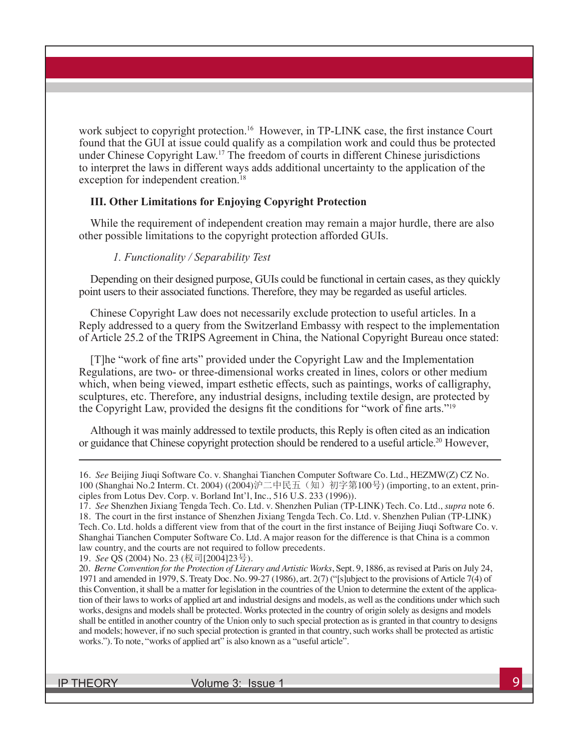work subject to copyright protection.[16] However, in TP-LINK case, the first instance Court found that the GUI at issue could qualify as a compilation work and could thus be protected under Chinese Copyright Law.[17] The freedom of courts in different Chinese jurisdictions to interpret the laws in different ways adds additional uncertainty to the application of the exception for independent creation.[18]

### III. Other Limitations for Enjoying Copyright Protection

While the requirement of independent creation may remain a major hurdle, there are also other possible limitations to the copyright protection afforded GUIs.

#### *1. Functionality / Separability Test*

Depending on their designed purpose, GUIs could be functional in certain cases, as they quickly point users to their associated functions. Therefore, they may be regarded as useful articles.

Chinese Copyright Law does not necessarily exclude protection to useful articles. In a Reply addressed to a query from the Switzerland Embassy with respect to the implementation of Article 25.2 of the TRIPS Agreement in China, the National Copyright Bureau once stated:

> [T]he "work of fine arts" provided under the Copyright Law and the Implementation Regulations, are two- or three-dimensional works created in lines, colors or other medium which, when being viewed, impart esthetic effects, such as paintings, works of calligraphy, sculptures, etc. Therefore, any industrial designs, including textile design, are protected by the Copyright Law, provided the designs fit the conditions for "work of fine arts."[19]

Although it was mainly addressed to textile products, this Reply is often cited as an indication or guidance that Chinese copyright protection should be rendered to a useful article.[20] However,

---

16. *See* Beijing Jiuqi Software Co. v. Shanghai Tianchen Computer Software Co. Ltd., HEZMW(Z) CZ No. 100 (Shanghai No.2 Interm. Ct. 2004) ((2004)沪二中民五（知）初字第100号) (importing, to an extent, principles from Lotus Dev. Corp. v. Borland Int'l, Inc., 516 U.S. 233 (1996)).

17. *See* Shenzhen Jixiang Tengda Tech. Co. Ltd. v. Shenzhen Pulian (TP-LINK) Tech. Co. Ltd., *supra* note 6.

18. The court in the first instance of Shenzhen Jixiang Tengda Tech. Co. Ltd. v. Shenzhen Pulian (TP-LINK) Tech. Co. Ltd. holds a different view from that of the court in the first instance of Beijing Jiuqi Software Co. v. Shanghai Tianchen Computer Software Co. Ltd. A major reason for the difference is that China is a common law country, and the courts are not required to follow precedents.

19. *See* QS (2004) No. 23 (权司[2004]23号).

20. *Berne Convention for the Protection of Literary and Artistic Works*, Sept. 9, 1886, as revised at Paris on July 24, 1971 and amended in 1979, S. Treaty Doc. No. 99-27 (1986), art. 2(7) ("[s]ubject to the provisions of Article 7(4) of this Convention, it shall be a matter for legislation in the countries of the Union to determine the extent of the application of their laws to works of applied art and industrial designs and models, as well as the conditions under which such works, designs and models shall be protected. Works protected in the country of origin solely as designs and models shall be entitled in another country of the Union only to such special protection as is granted in that country to designs and models; however, if no such special protection is granted in that country, such works shall be protected as artistic works."). To note, "works of applied art" is also known as a "useful article".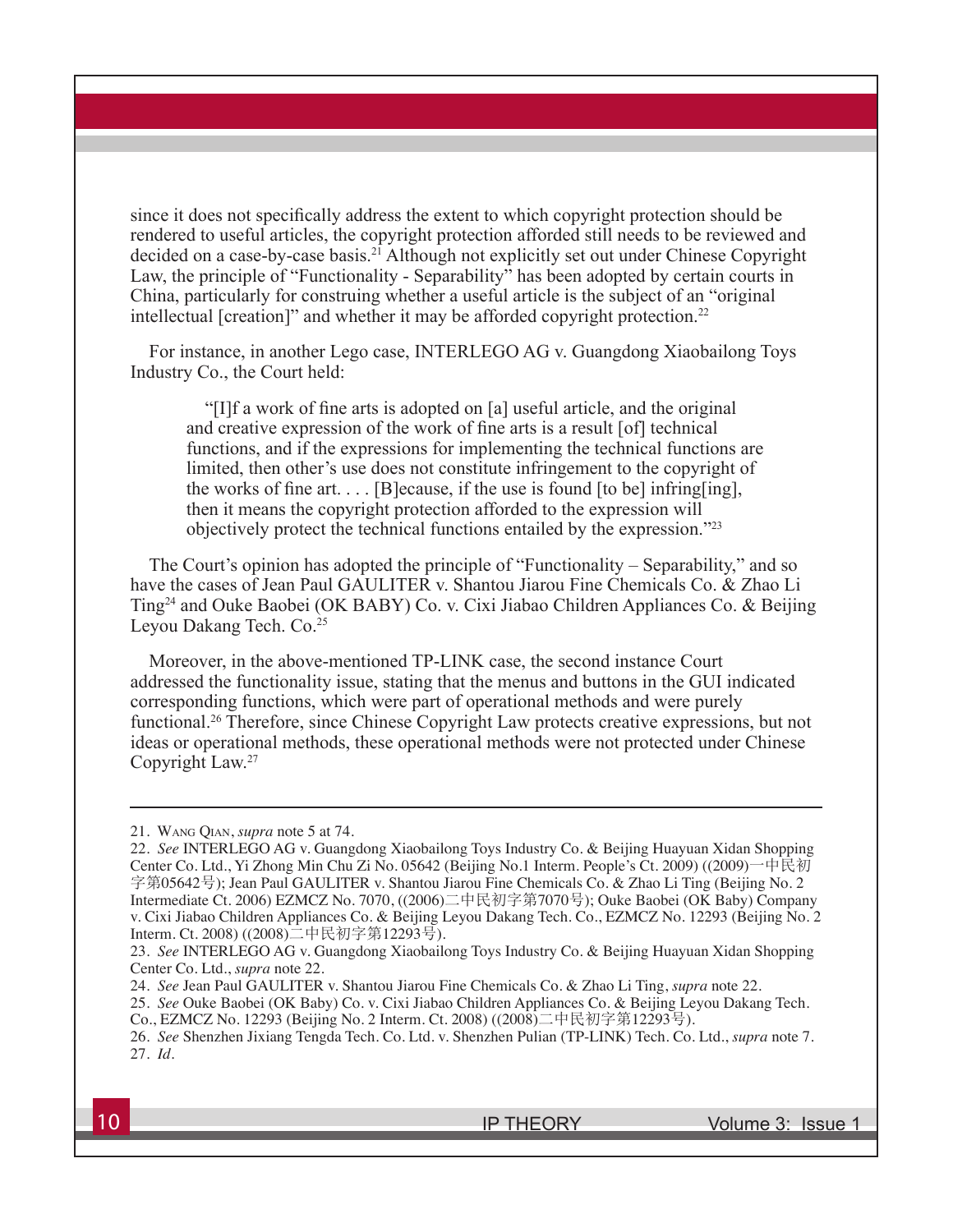since it does not specifically address the extent to which copyright protection should be rendered to useful articles, the copyright protection afforded still needs to be reviewed and decided on a case-by-case basis.[21] Although not explicitly set out under Chinese Copyright Law, the principle of "Functionality - Separability" has been adopted by certain courts in China, particularly for construing whether a useful article is the subject of an "original intellectual [creation]" and whether it may be afforded copyright protection.[22]

For instance, in another Lego case, INTERLEGO AG v. Guangdong Xiaobailong Toys Industry Co., the Court held:

> "[I]f a work of fine arts is adopted on [a] useful article, and the original and creative expression of the work of fine arts is a result [of] technical functions, and if the expressions for implementing the technical functions are limited, then other's use does not constitute infringement to the copyright of the works of fine art. . . . [B]ecause, if the use is found [to be] infring[ing], then it means the copyright protection afforded to the expression will objectively protect the technical functions entailed by the expression."[23]

The Court's opinion has adopted the principle of "Functionality – Separability," and so have the cases of Jean Paul GAULITER v. Shantou Jiarou Fine Chemicals Co. & Zhao Li Ting[24] and Ouke Baobei (OK BABY) Co. v. Cixi Jiabao Children Appliances Co. & Beijing Leyou Dakang Tech. Co.[25]

Moreover, in the above-mentioned TP-LINK case, the second instance Court addressed the functionality issue, stating that the menus and buttons in the GUI indicated corresponding functions, which were part of operational methods and were purely functional.[26] Therefore, since Chinese Copyright Law protects creative expressions, but not ideas or operational methods, these operational methods were not protected under Chinese Copyright Law.[27]

---

21. Wang Qian, *supra* note 5 at 74.
22. *See* INTERLEGO AG v. Guangdong Xiaobailong Toys Industry Co. & Beijing Huayuan Xidan Shopping Center Co. Ltd., Yi Zhong Min Chu Zi No. 05642 (Beijing No.1 Interm. People's Ct. 2009) ((2009)一中民初字第05642号); Jean Paul GAULITER v. Shantou Jiarou Fine Chemicals Co. & Zhao Li Ting (Beijing No. 2 Intermediate Ct. 2006) EZMCZ No. 7070, ((2006)二中民初字第7070号); Ouke Baobei (OK Baby) Company v. Cixi Jiabao Children Appliances Co. & Beijing Leyou Dakang Tech. Co., EZMCZ No. 12293 (Beijing No. 2 Interm. Ct. 2008) ((2008)二中民初字第12293号).
23. *See* INTERLEGO AG v. Guangdong Xiaobailong Toys Industry Co. & Beijing Huayuan Xidan Shopping Center Co. Ltd., *supra* note 22.
24. *See* Jean Paul GAULITER v. Shantou Jiarou Fine Chemicals Co. & Zhao Li Ting, *supra* note 22.
25. *See* Ouke Baobei (OK Baby) Co. v. Cixi Jiabao Children Appliances Co. & Beijing Leyou Dakang Tech. Co., EZMCZ No. 12293 (Beijing No. 2 Interm. Ct. 2008) ((2008)二中民初字第12293号).
26. *See* Shenzhen Jixiang Tengda Tech. Co. Ltd. v. Shenzhen Pulian (TP-LINK) Tech. Co. Ltd., *supra* note 7.
27. *Id*.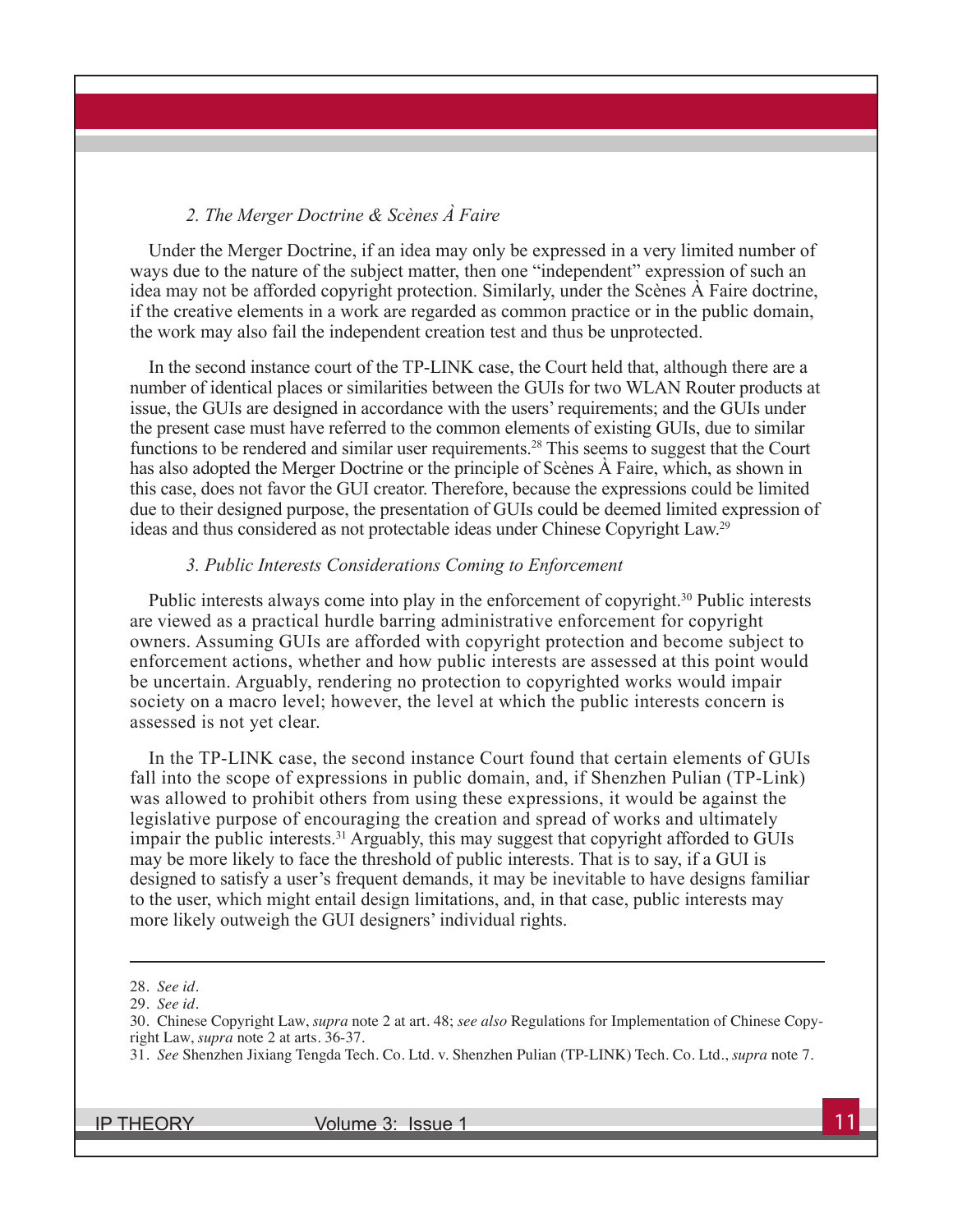*2. The Merger Doctrine & Scènes À Faire*

Under the Merger Doctrine, if an idea may only be expressed in a very limited number of ways due to the nature of the subject matter, then one "independent" expression of such an idea may not be afforded copyright protection. Similarly, under the Scènes À Faire doctrine, if the creative elements in a work are regarded as common practice or in the public domain, the work may also fail the independent creation test and thus be unprotected.

In the second instance court of the TP-LINK case, the Court held that, although there are a number of identical places or similarities between the GUIs for two WLAN Router products at issue, the GUIs are designed in accordance with the users' requirements; and the GUIs under the present case must have referred to the common elements of existing GUIs, due to similar functions to be rendered and similar user requirements.[28] This seems to suggest that the Court has also adopted the Merger Doctrine or the principle of Scènes À Faire, which, as shown in this case, does not favor the GUI creator. Therefore, because the expressions could be limited due to their designed purpose, the presentation of GUIs could be deemed limited expression of ideas and thus considered as not protectable ideas under Chinese Copyright Law.[29]

*3. Public Interests Considerations Coming to Enforcement*

Public interests always come into play in the enforcement of copyright.[30] Public interests are viewed as a practical hurdle barring administrative enforcement for copyright owners. Assuming GUIs are afforded with copyright protection and become subject to enforcement actions, whether and how public interests are assessed at this point would be uncertain. Arguably, rendering no protection to copyrighted works would impair society on a macro level; however, the level at which the public interests concern is assessed is not yet clear.

In the TP-LINK case, the second instance Court found that certain elements of GUIs fall into the scope of expressions in public domain, and, if Shenzhen Pulian (TP-Link) was allowed to prohibit others from using these expressions, it would be against the legislative purpose of encouraging the creation and spread of works and ultimately impair the public interests.[31] Arguably, this may suggest that copyright afforded to GUIs may be more likely to face the threshold of public interests. That is to say, if a GUI is designed to satisfy a user's frequent demands, it may be inevitable to have designs familiar to the user, which might entail design limitations, and, in that case, public interests may more likely outweigh the GUI designers' individual rights.

---

28. *See id.*

29. *See id.*

30. Chinese Copyright Law, *supra* note 2 at art. 48; *see also* Regulations for Implementation of Chinese Copyright Law, *supra* note 2 at arts. 36-37.

31. *See* Shenzhen Jixiang Tengda Tech. Co. Ltd. v. Shenzhen Pulian (TP-LINK) Tech. Co. Ltd., *supra* note 7.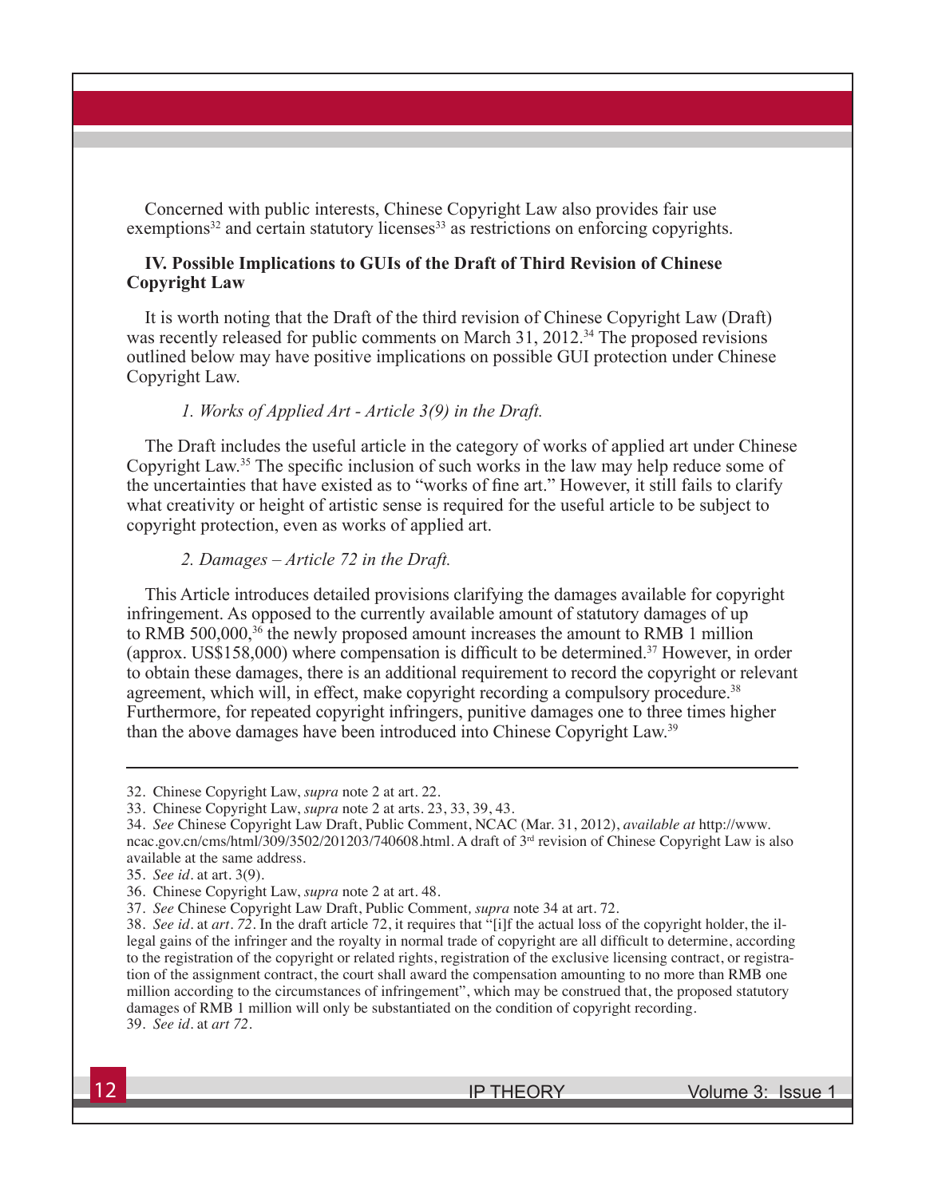Concerned with public interests, Chinese Copyright Law also provides fair use exemptions[32] and certain statutory licenses[33] as restrictions on enforcing copyrights.

### IV. Possible Implications to GUIs of the Draft of Third Revision of Chinese Copyright Law

It is worth noting that the Draft of the third revision of Chinese Copyright Law (Draft) was recently released for public comments on March 31, 2012.[34] The proposed revisions outlined below may have positive implications on possible GUI protection under Chinese Copyright Law.

*1. Works of Applied Art - Article 3(9) in the Draft.*

The Draft includes the useful article in the category of works of applied art under Chinese Copyright Law.[35] The specific inclusion of such works in the law may help reduce some of the uncertainties that have existed as to "works of fine art." However, it still fails to clarify what creativity or height of artistic sense is required for the useful article to be subject to copyright protection, even as works of applied art.

*2. Damages – Article 72 in the Draft.*

This Article introduces detailed provisions clarifying the damages available for copyright infringement. As opposed to the currently available amount of statutory damages of up to RMB 500,000,[36] the newly proposed amount increases the amount to RMB 1 million (approx. US$158,000) where compensation is difficult to be determined.[37] However, in order to obtain these damages, there is an additional requirement to record the copyright or relevant agreement, which will, in effect, make copyright recording a compulsory procedure.[38] Furthermore, for repeated copyright infringers, punitive damages one to three times higher than the above damages have been introduced into Chinese Copyright Law.[39]

---

32. Chinese Copyright Law, *supra* note 2 at art. 22.

33. Chinese Copyright Law, *supra* note 2 at arts. 23, 33, 39, 43.

34. *See* Chinese Copyright Law Draft, Public Comment, NCAC (Mar. 31, 2012), *available at* http://www.ncac.gov.cn/cms/html/309/3502/201203/740608.html. A draft of 3rd revision of Chinese Copyright Law is also available at the same address.

35. *See id.* at art. 3(9).

36. Chinese Copyright Law, *supra* note 2 at art. 48.

37. *See* Chinese Copyright Law Draft, Public Comment, *supra* note 34 at art. 72.

38. *See id.* at *art. 72*. In the draft article 72, it requires that "[i]f the actual loss of the copyright holder, the illegal gains of the infringer and the royalty in normal trade of copyright are all difficult to determine, according to the registration of the copyright or related rights, registration of the exclusive licensing contract, or registration of the assignment contract, the court shall award the compensation amounting to no more than RMB one million according to the circumstances of infringement", which may be construed that, the proposed statutory damages of RMB 1 million will only be substantiated on the condition of copyright recording.

39. *See id.* at *art 72*.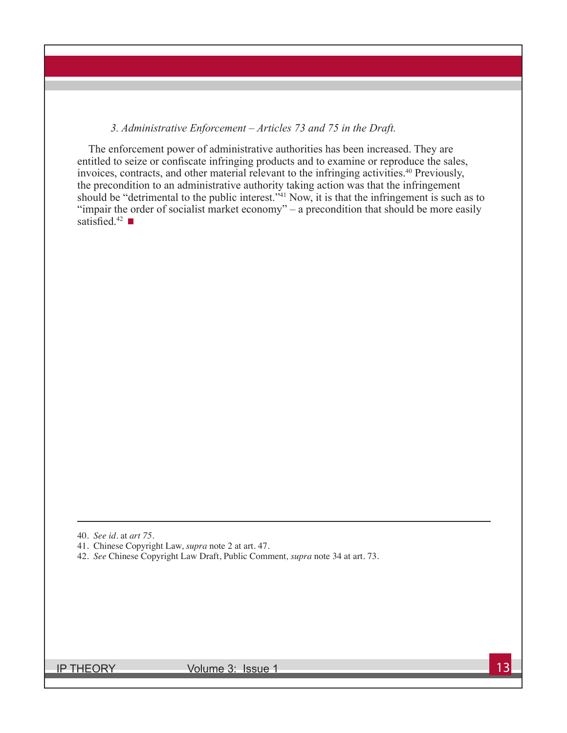*3. Administrative Enforcement – Articles 73 and 75 in the Draft.*

The enforcement power of administrative authorities has been increased. They are entitled to seize or confiscate infringing products and to examine or reproduce the sales, invoices, contracts, and other material relevant to the infringing activities.[40] Previously, the precondition to an administrative authority taking action was that the infringement should be "detrimental to the public interest."[41] Now, it is that the infringement is such as to "impair the order of socialist market economy" – a precondition that should be more easily satisfied.[42] ■

---

40. *See id*. at *art 75*.
41. Chinese Copyright Law, *supra* note 2 at art. 47.
42. *See* Chinese Copyright Law Draft, Public Comment*, supra* note 34 at art. 73.